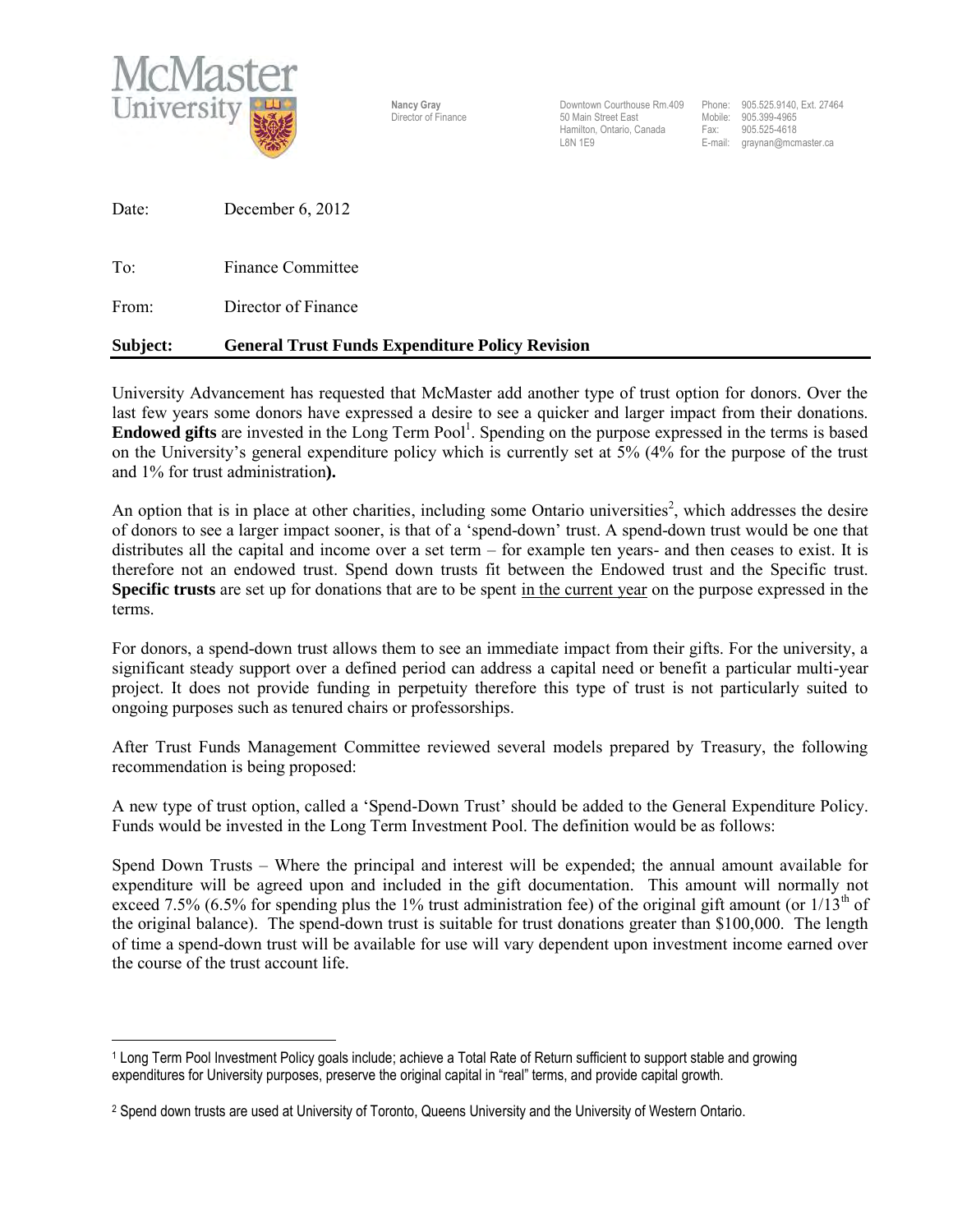McMaster University

**Nancy Gray**
Director of Finance

Downtown Courthouse Rm.409
50 Main Street East
Hamilton, Ontario, Canada
L8N 1E9

Phone: 905.525.9140, Ext. 27464
Mobile: 905.399-4965
Fax: 905.525-4618
E-mail: graynan@mcmaster.ca

Date: December 6, 2012

To: Finance Committee

From: Director of Finance

**Subject: General Trust Funds Expenditure Policy Revision**

University Advancement has requested that McMaster add another type of trust option for donors. Over the last few years some donors have expressed a desire to see a quicker and larger impact from their donations. **Endowed gifts** are invested in the Long Term Pool[1]. Spending on the purpose expressed in the terms is based on the University's general expenditure policy which is currently set at 5% (4% for the purpose of the trust and 1% for trust administration**).**

An option that is in place at other charities, including some Ontario universities[2], which addresses the desire of donors to see a larger impact sooner, is that of a 'spend-down' trust. A spend-down trust would be one that distributes all the capital and income over a set term – for example ten years- and then ceases to exist. It is therefore not an endowed trust. Spend down trusts fit between the Endowed trust and the Specific trust. **Specific trusts** are set up for donations that are to be spent <u>in the current year</u> on the purpose expressed in the terms.

For donors, a spend-down trust allows them to see an immediate impact from their gifts. For the university, a significant steady support over a defined period can address a capital need or benefit a particular multi-year project. It does not provide funding in perpetuity therefore this type of trust is not particularly suited to ongoing purposes such as tenured chairs or professorships.

After Trust Funds Management Committee reviewed several models prepared by Treasury, the following recommendation is being proposed:

A new type of trust option, called a 'Spend-Down Trust' should be added to the General Expenditure Policy. Funds would be invested in the Long Term Investment Pool. The definition would be as follows:

Spend Down Trusts – Where the principal and interest will be expended; the annual amount available for expenditure will be agreed upon and included in the gift documentation. This amount will normally not exceed 7.5% (6.5% for spending plus the 1% trust administration fee) of the original gift amount (or $1/13^{th}$ of the original balance). The spend-down trust is suitable for trust donations greater than $100,000. The length of time a spend-down trust will be available for use will vary dependent upon investment income earned over the course of the trust account life.

---

[1] Long Term Pool Investment Policy goals include; achieve a Total Rate of Return sufficient to support stable and growing expenditures for University purposes, preserve the original capital in "real" terms, and provide capital growth.

[2] Spend down trusts are used at University of Toronto, Queens University and the University of Western Ontario.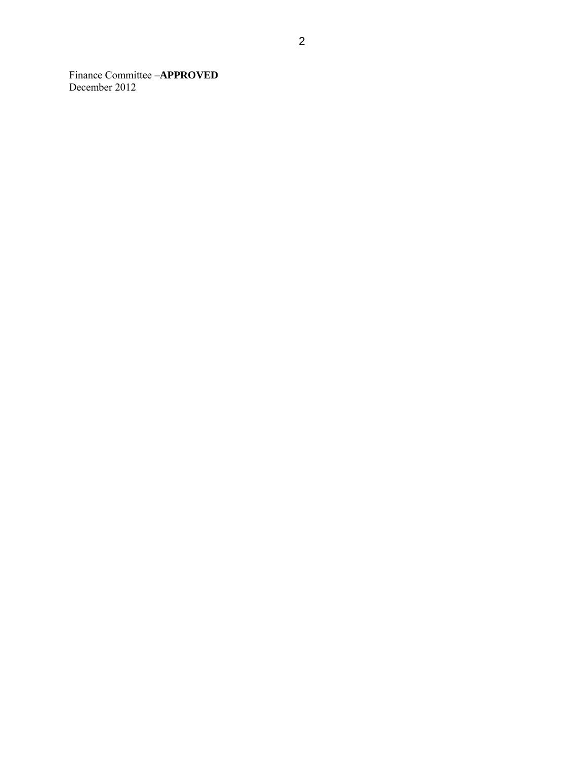Finance Committee –**APPROVED**
December 2012